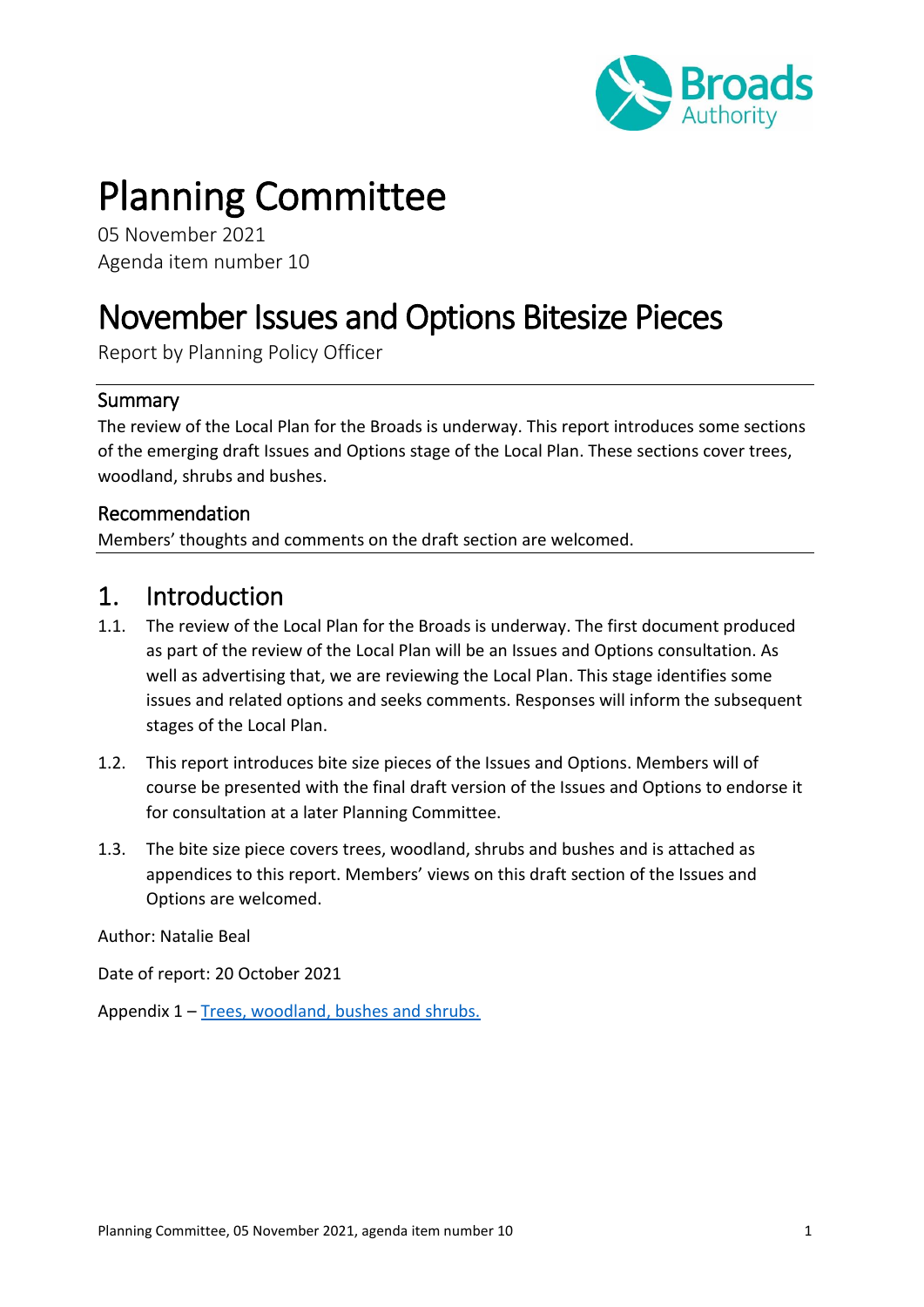# Planning Committee

05 November 2021
Agenda item number 10

# November Issues and Options Bitesize Pieces

Report by Planning Policy Officer

## Summary

The review of the Local Plan for the Broads is underway. This report introduces some sections of the emerging draft Issues and Options stage of the Local Plan. These sections cover trees, woodland, shrubs and bushes.

## Recommendation

Members' thoughts and comments on the draft section are welcomed.

## 1. Introduction

1.1. The review of the Local Plan for the Broads is underway. The first document produced as part of the review of the Local Plan will be an Issues and Options consultation. As well as advertising that, we are reviewing the Local Plan. This stage identifies some issues and related options and seeks comments. Responses will inform the subsequent stages of the Local Plan.

1.2. This report introduces bite size pieces of the Issues and Options. Members will of course be presented with the final draft version of the Issues and Options to endorse it for consultation at a later Planning Committee.

1.3. The bite size piece covers trees, woodland, shrubs and bushes and is attached as appendices to this report. Members' views on this draft section of the Issues and Options are welcomed.

Author: Natalie Beal

Date of report: 20 October 2021

Appendix 1 – Trees, woodland, bushes and shrubs.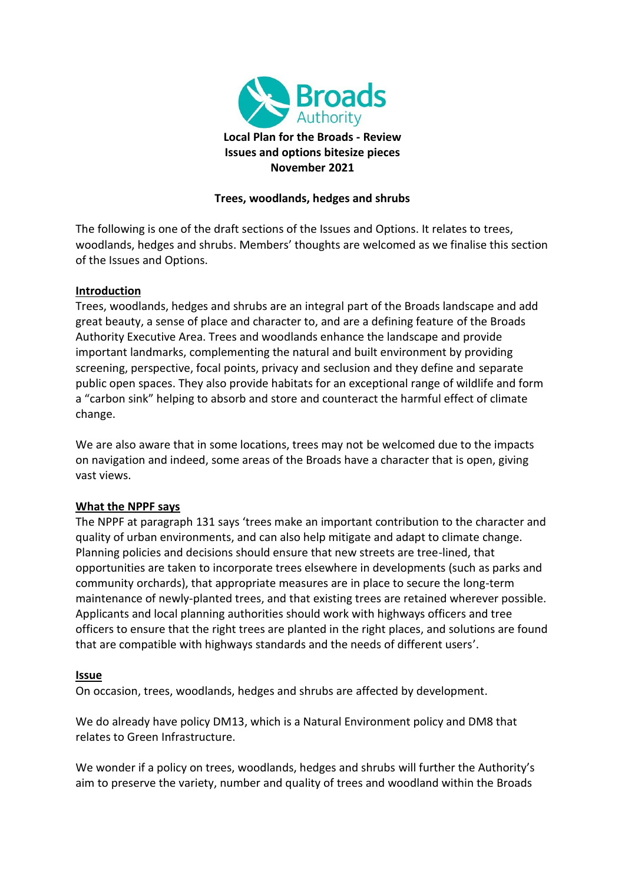**Local Plan for the Broads - Review**
**Issues and options bitesize pieces**
**November 2021**

**Trees, woodlands, hedges and shrubs**

The following is one of the draft sections of the Issues and Options. It relates to trees, woodlands, hedges and shrubs. Members' thoughts are welcomed as we finalise this section of the Issues and Options.

**Introduction**

Trees, woodlands, hedges and shrubs are an integral part of the Broads landscape and add great beauty, a sense of place and character to, and are a defining feature of the Broads Authority Executive Area. Trees and woodlands enhance the landscape and provide important landmarks, complementing the natural and built environment by providing screening, perspective, focal points, privacy and seclusion and they define and separate public open spaces. They also provide habitats for an exceptional range of wildlife and form a "carbon sink" helping to absorb and store and counteract the harmful effect of climate change.

We are also aware that in some locations, trees may not be welcomed due to the impacts on navigation and indeed, some areas of the Broads have a character that is open, giving vast views.

**What the NPPF says**

The NPPF at paragraph 131 says 'trees make an important contribution to the character and quality of urban environments, and can also help mitigate and adapt to climate change. Planning policies and decisions should ensure that new streets are tree-lined, that opportunities are taken to incorporate trees elsewhere in developments (such as parks and community orchards), that appropriate measures are in place to secure the long-term maintenance of newly-planted trees, and that existing trees are retained wherever possible. Applicants and local planning authorities should work with highways officers and tree officers to ensure that the right trees are planted in the right places, and solutions are found that are compatible with highways standards and the needs of different users'.

**Issue**

On occasion, trees, woodlands, hedges and shrubs are affected by development.

We do already have policy DM13, which is a Natural Environment policy and DM8 that relates to Green Infrastructure.

We wonder if a policy on trees, woodlands, hedges and shrubs will further the Authority's aim to preserve the variety, number and quality of trees and woodland within the Broads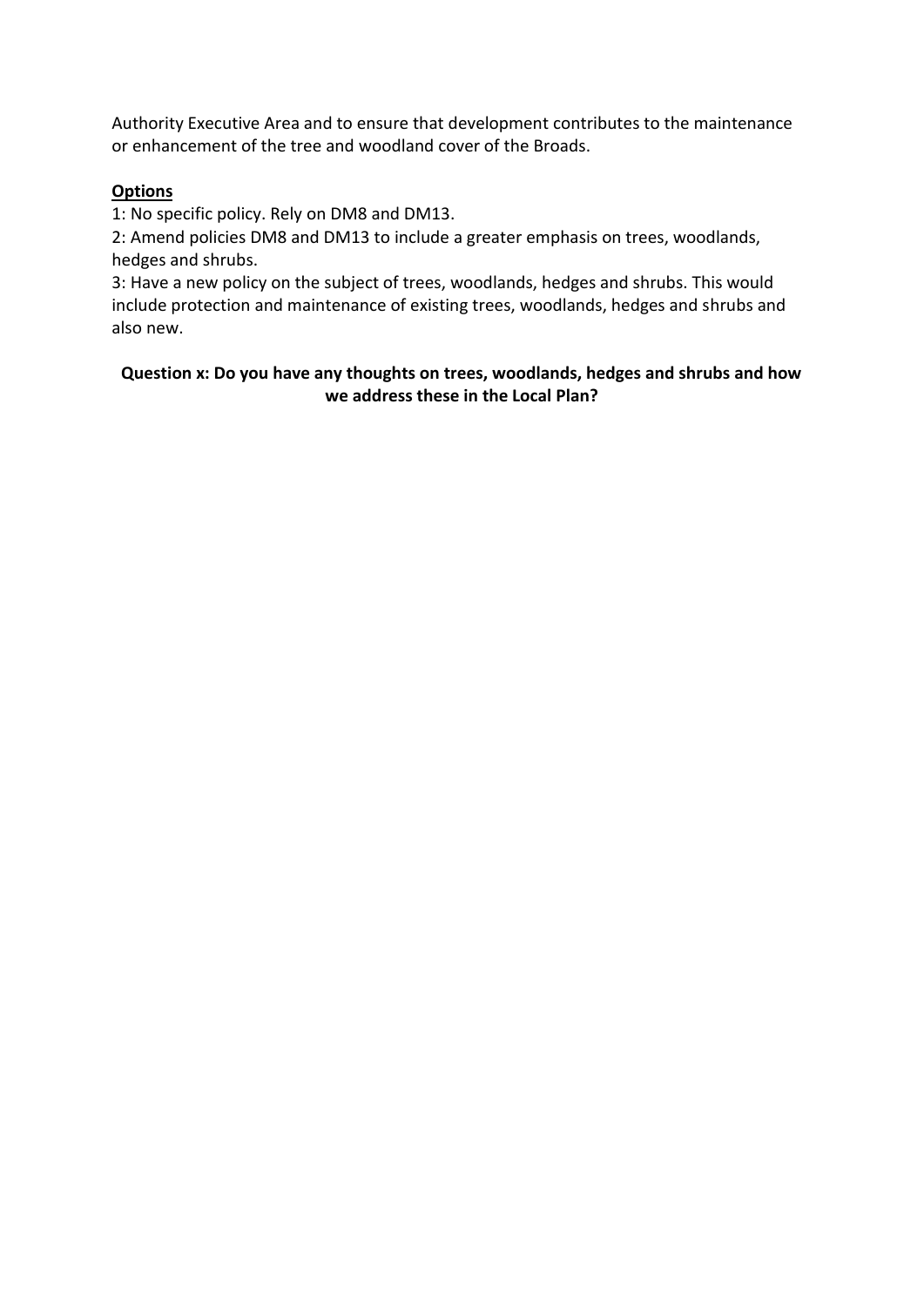Authority Executive Area and to ensure that development contributes to the maintenance or enhancement of the tree and woodland cover of the Broads.

**Options**

1: No specific policy. Rely on DM8 and DM13.

2: Amend policies DM8 and DM13 to include a greater emphasis on trees, woodlands, hedges and shrubs.

3: Have a new policy on the subject of trees, woodlands, hedges and shrubs. This would include protection and maintenance of existing trees, woodlands, hedges and shrubs and also new.

**Question x: Do you have any thoughts on trees, woodlands, hedges and shrubs and how we address these in the Local Plan?**